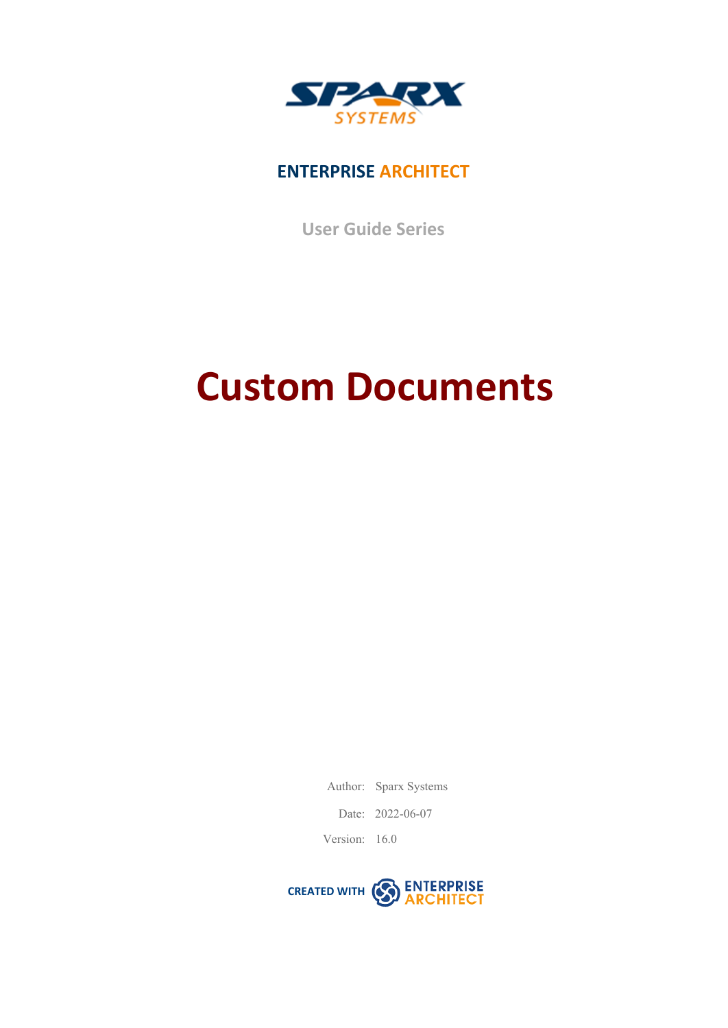SPARX SYSTEMS

**ENTERPRISE ARCHITECT**

User Guide Series

# Custom Documents

| | |
|---|---|
| Author: | Sparx Systems |
| Date: | 2022-06-07 |
| Version: | 16.0 |

CREATED WITH ENTERPRISE ARCHITECT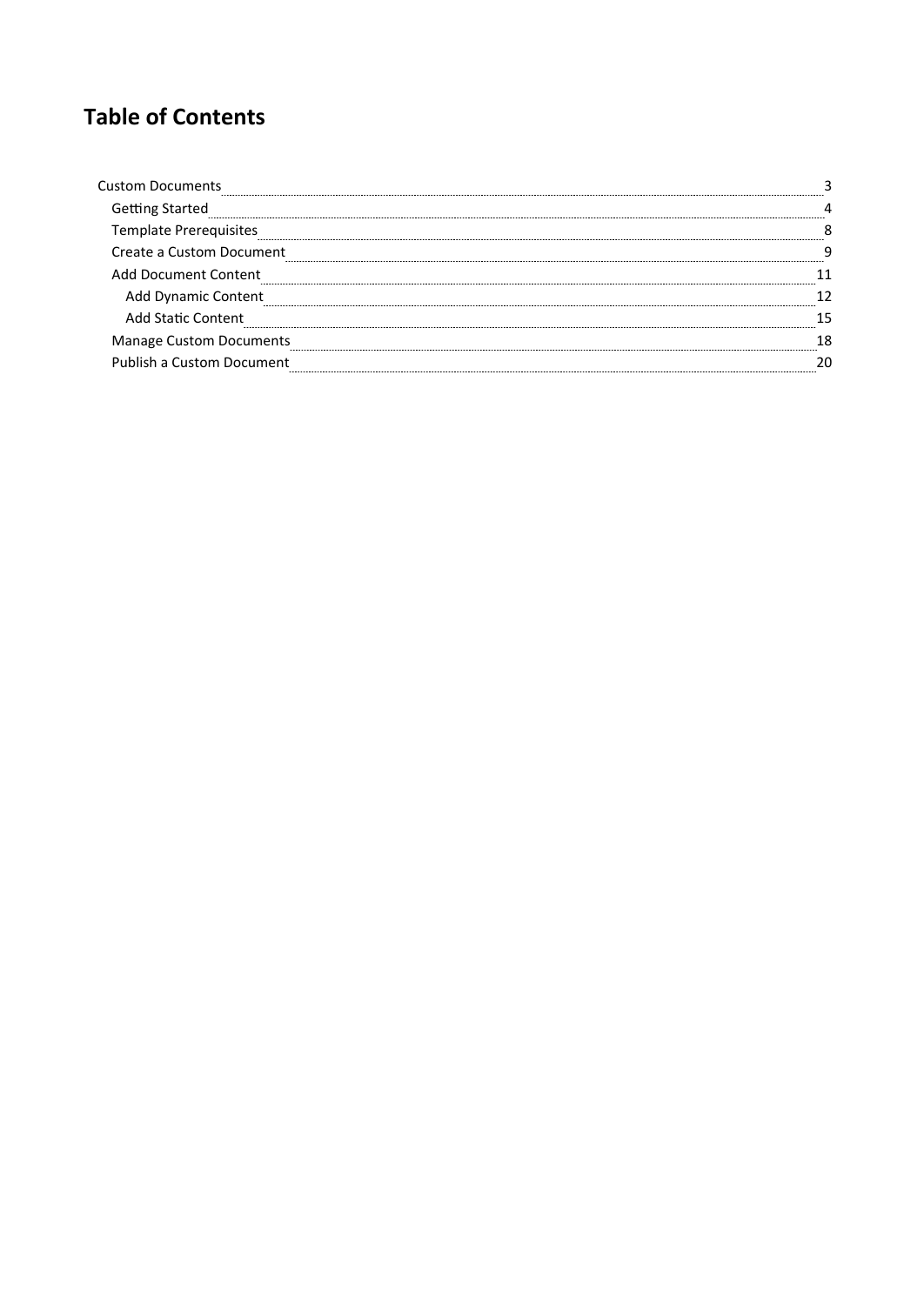# Table of Contents

- Custom Documents ........ 3
  - Getting Started ........ 4
  - Template Prerequisites ........ 8
  - Create a Custom Document ........ 9
  - Add Document Content ........ 11
    - Add Dynamic Content ........ 12
    - Add Static Content ........ 15
  - Manage Custom Documents ........ 18
  - Publish a Custom Document ........ 20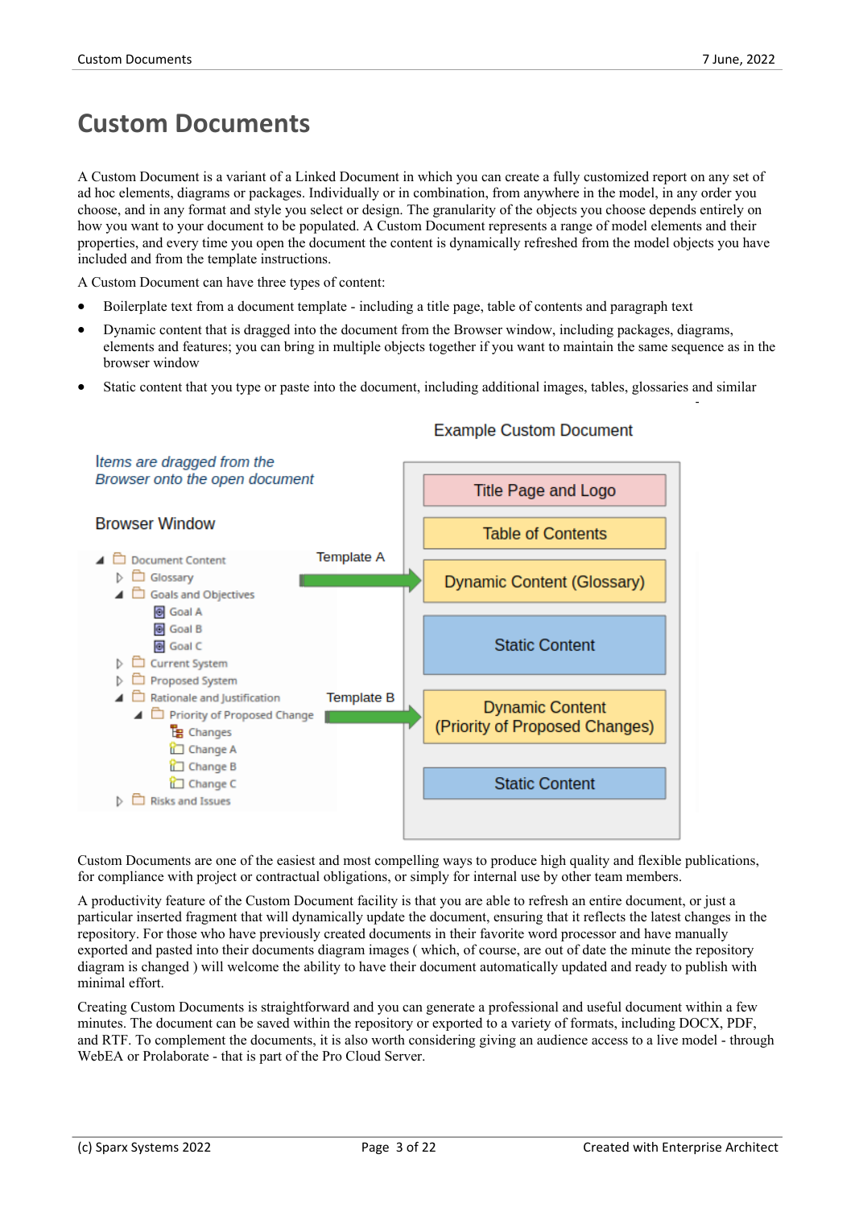# Custom Documents

A Custom Document is a variant of a Linked Document in which you can create a fully customized report on any set of ad hoc elements, diagrams or packages. Individually or in combination, from anywhere in the model, in any order you choose, and in any format and style you select or design. The granularity of the objects you choose depends entirely on how you want to your document to be populated. A Custom Document represents a range of model elements and their properties, and every time you open the document the content is dynamically refreshed from the model objects you have included and from the template instructions.

A Custom Document can have three types of content:

- Boilerplate text from a document template - including a title page, table of contents and paragraph text
- Dynamic content that is dragged into the document from the Browser window, including packages, diagrams, elements and features; you can bring in multiple objects together if you want to maintain the same sequence as in the browser window
- Static content that you type or paste into the document, including additional images, tables, glossaries and similar

Example Custom Document

*Items are dragged from the Browser onto the open document*

Browser Window

Document Content
Glossary
Goals and Objectives
Goal A
Goal B
Goal C
Current System
Proposed System
Rationale and Justification
Priority of Proposed Change
Changes
Change A
Change B
Change C
Risks and Issues

Template A

Template B

Title Page and Logo

Table of Contents

Dynamic Content (Glossary)

Static Content

Dynamic Content (Priority of Proposed Changes)

Static Content

Custom Documents are one of the easiest and most compelling ways to produce high quality and flexible publications, for compliance with project or contractual obligations, or simply for internal use by other team members.

A productivity feature of the Custom Document facility is that you are able to refresh an entire document, or just a particular inserted fragment that will dynamically update the document, ensuring that it reflects the latest changes in the repository. For those who have previously created documents in their favorite word processor and have manually exported and pasted into their documents diagram images ( which, of course, are out of date the minute the repository diagram is changed ) will welcome the ability to have their document automatically updated and ready to publish with minimal effort.

Creating Custom Documents is straightforward and you can generate a professional and useful document within a few minutes. The document can be saved within the repository or exported to a variety of formats, including DOCX, PDF, and RTF. To complement the documents, it is also worth considering giving an audience access to a live model - through WebEA or Prolaborate - that is part of the Pro Cloud Server.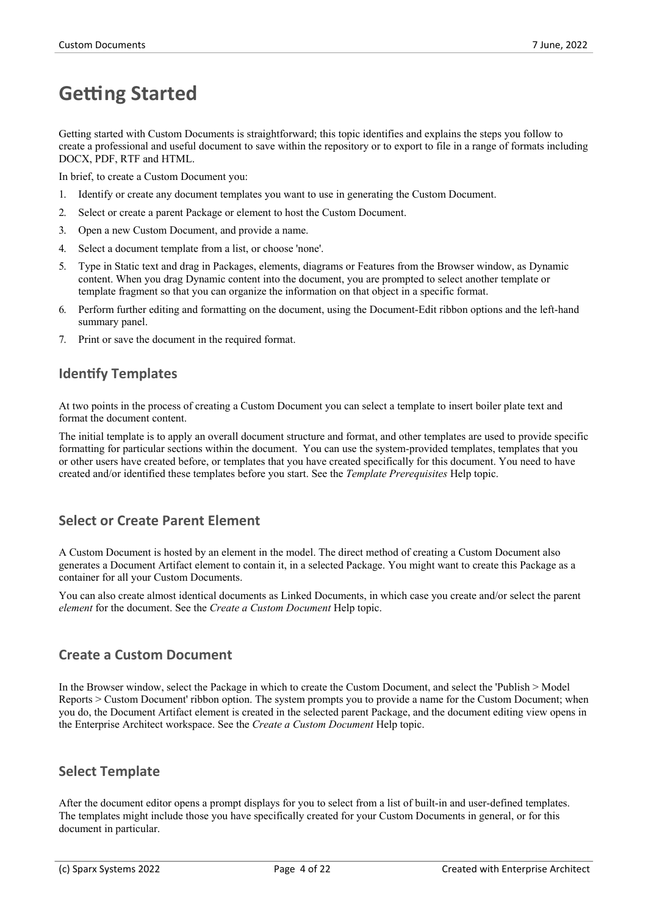# Getting Started

Getting started with Custom Documents is straightforward; this topic identifies and explains the steps you follow to create a professional and useful document to save within the repository or to export to file in a range of formats including DOCX, PDF, RTF and HTML.

In brief, to create a Custom Document you:

1. Identify or create any document templates you want to use in generating the Custom Document.
2. Select or create a parent Package or element to host the Custom Document.
3. Open a new Custom Document, and provide a name.
4. Select a document template from a list, or choose 'none'.
5. Type in Static text and drag in Packages, elements, diagrams or Features from the Browser window, as Dynamic content. When you drag Dynamic content into the document, you are prompted to select another template or template fragment so that you can organize the information on that object in a specific format.
6. Perform further editing and formatting on the document, using the Document-Edit ribbon options and the left-hand summary panel.
7. Print or save the document in the required format.

## Identify Templates

At two points in the process of creating a Custom Document you can select a template to insert boiler plate text and format the document content.

The initial template is to apply an overall document structure and format, and other templates are used to provide specific formatting for particular sections within the document.  You can use the system-provided templates, templates that you or other users have created before, or templates that you have created specifically for this document. You need to have created and/or identified these templates before you start. See the *Template Prerequisites* Help topic.

## Select or Create Parent Element

A Custom Document is hosted by an element in the model. The direct method of creating a Custom Document also generates a Document Artifact element to contain it, in a selected Package. You might want to create this Package as a container for all your Custom Documents.

You can also create almost identical documents as Linked Documents, in which case you create and/or select the parent *element* for the document. See the *Create a Custom Document* Help topic.

## Create a Custom Document

In the Browser window, select the Package in which to create the Custom Document, and select the 'Publish > Model Reports > Custom Document' ribbon option. The system prompts you to provide a name for the Custom Document; when you do, the Document Artifact element is created in the selected parent Package, and the document editing view opens in the Enterprise Architect workspace. See the *Create a Custom Document* Help topic.

## Select Template

After the document editor opens a prompt displays for you to select from a list of built-in and user-defined templates. The templates might include those you have specifically created for your Custom Documents in general, or for this document in particular.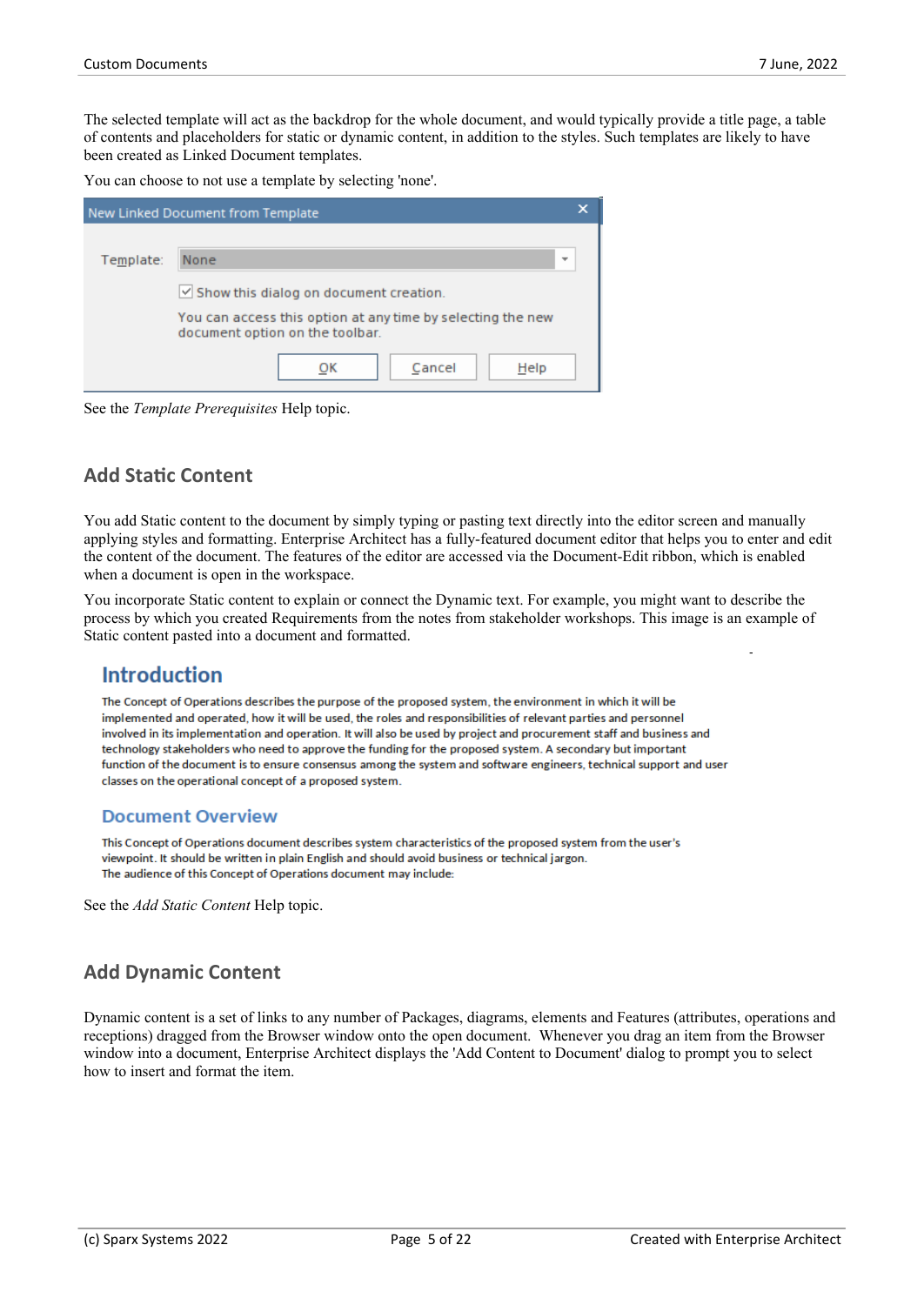The selected template will act as the backdrop for the whole document, and would typically provide a title page, a table of contents and placeholders for static or dynamic content, in addition to the styles. Such templates are likely to have been created as Linked Document templates.

You can choose to not use a template by selecting 'none'.

New Linked Document from Template

Template: None

☑ Show this dialog on document creation.

You can access this option at any time by selecting the new document option on the toolbar.

OK Cancel Help

See the *Template Prerequisites* Help topic.

## Add Static Content

You add Static content to the document by simply typing or pasting text directly into the editor screen and manually applying styles and formatting. Enterprise Architect has a fully-featured document editor that helps you to enter and edit the content of the document. The features of the editor are accessed via the Document-Edit ribbon, which is enabled when a document is open in the workspace.

You incorporate Static content to explain or connect the Dynamic text. For example, you might want to describe the process by which you created Requirements from the notes from stakeholder workshops. This image is an example of Static content pasted into a document and formatted.

Introduction

The Concept of Operations describes the purpose of the proposed system, the environment in which it will be implemented and operated, how it will be used, the roles and responsibilities of relevant parties and personnel involved in its implementation and operation. It will also be used by project and procurement staff and business and technology stakeholders who need to approve the funding for the proposed system. A secondary but important function of the document is to ensure consensus among the system and software engineers, technical support and user classes on the operational concept of a proposed system.

Document Overview

This Concept of Operations document describes system characteristics of the proposed system from the user's viewpoint. It should be written in plain English and should avoid business or technical jargon.
The audience of this Concept of Operations document may include:

See the *Add Static Content* Help topic.

## Add Dynamic Content

Dynamic content is a set of links to any number of Packages, diagrams, elements and Features (attributes, operations and receptions) dragged from the Browser window onto the open document. Whenever you drag an item from the Browser window into a document, Enterprise Architect displays the 'Add Content to Document' dialog to prompt you to select how to insert and format the item.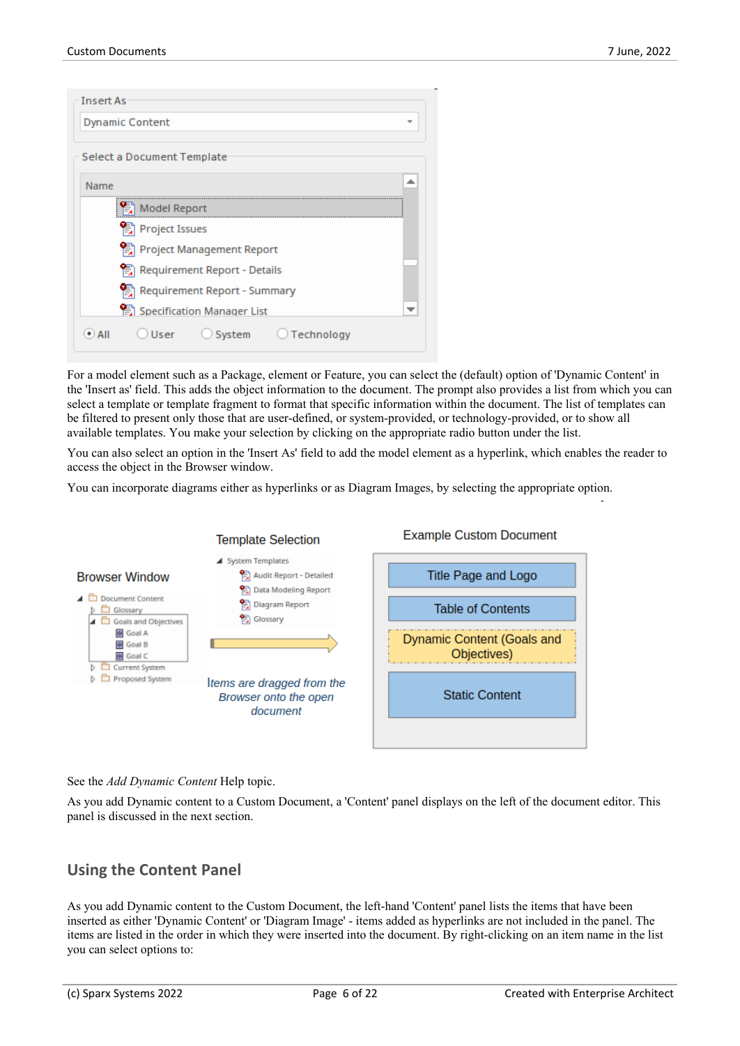For a model element such as a Package, element or Feature, you can select the (default) option of 'Dynamic Content' in the 'Insert as' field. This adds the object information to the document. The prompt also provides a list from which you can select a template or template fragment to format that specific information within the document. The list of templates can be filtered to present only those that are user-defined, or system-provided, or technology-provided, or to show all available templates. You make your selection by clicking on the appropriate radio button under the list.

You can also select an option in the 'Insert As' field to add the model element as a hyperlink, which enables the reader to access the object in the Browser window.

You can incorporate diagrams either as hyperlinks or as Diagram Images, by selecting the appropriate option.

See the *Add Dynamic Content* Help topic.

As you add Dynamic content to a Custom Document, a 'Content' panel displays on the left of the document editor. This panel is discussed in the next section.

## Using the Content Panel

As you add Dynamic content to the Custom Document, the left-hand 'Content' panel lists the items that have been inserted as either 'Dynamic Content' or 'Diagram Image' - items added as hyperlinks are not included in the panel. The items are listed in the order in which they were inserted into the document. By right-clicking on an item name in the list you can select options to: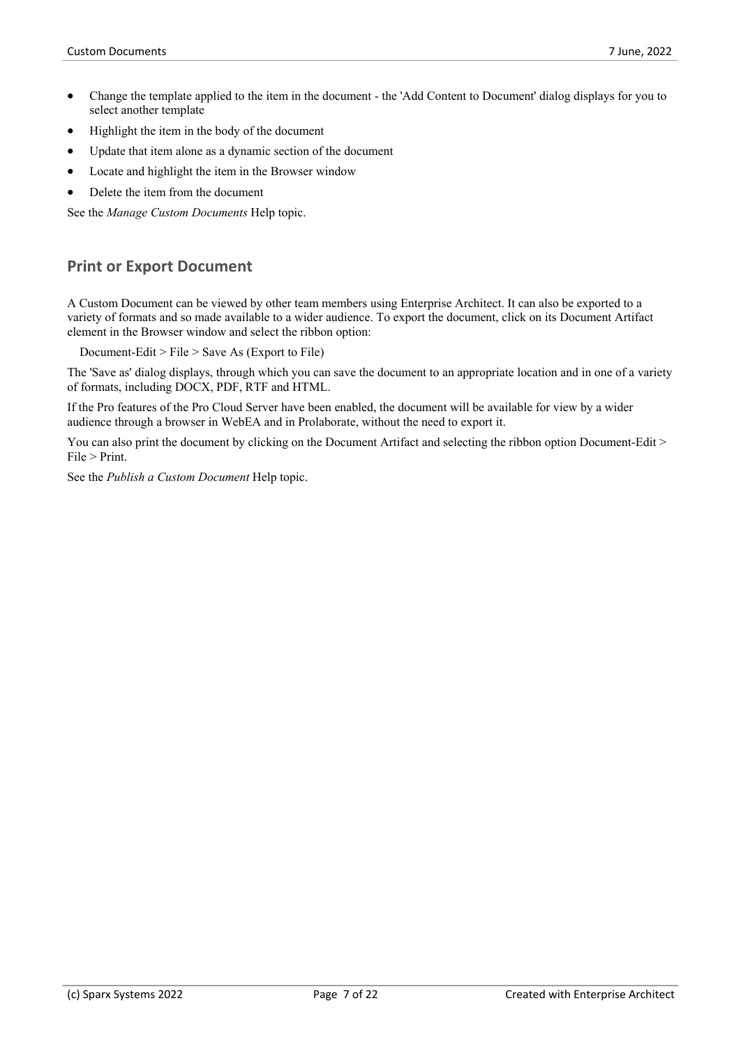- Change the template applied to the item in the document - the 'Add Content to Document' dialog displays for you to select another template
- Highlight the item in the body of the document
- Update that item alone as a dynamic section of the document
- Locate and highlight the item in the Browser window
- Delete the item from the document

See the *Manage Custom Documents* Help topic.

## Print or Export Document

A Custom Document can be viewed by other team members using Enterprise Architect. It can also be exported to a variety of formats and so made available to a wider audience. To export the document, click on its Document Artifact element in the Browser window and select the ribbon option:

Document-Edit > File > Save As (Export to File)

The 'Save as' dialog displays, through which you can save the document to an appropriate location and in one of a variety of formats, including DOCX, PDF, RTF and HTML.

If the Pro features of the Pro Cloud Server have been enabled, the document will be available for view by a wider audience through a browser in WebEA and in Prolaborate, without the need to export it.

You can also print the document by clicking on the Document Artifact and selecting the ribbon option Document-Edit > File > Print.

See the *Publish a Custom Document* Help topic.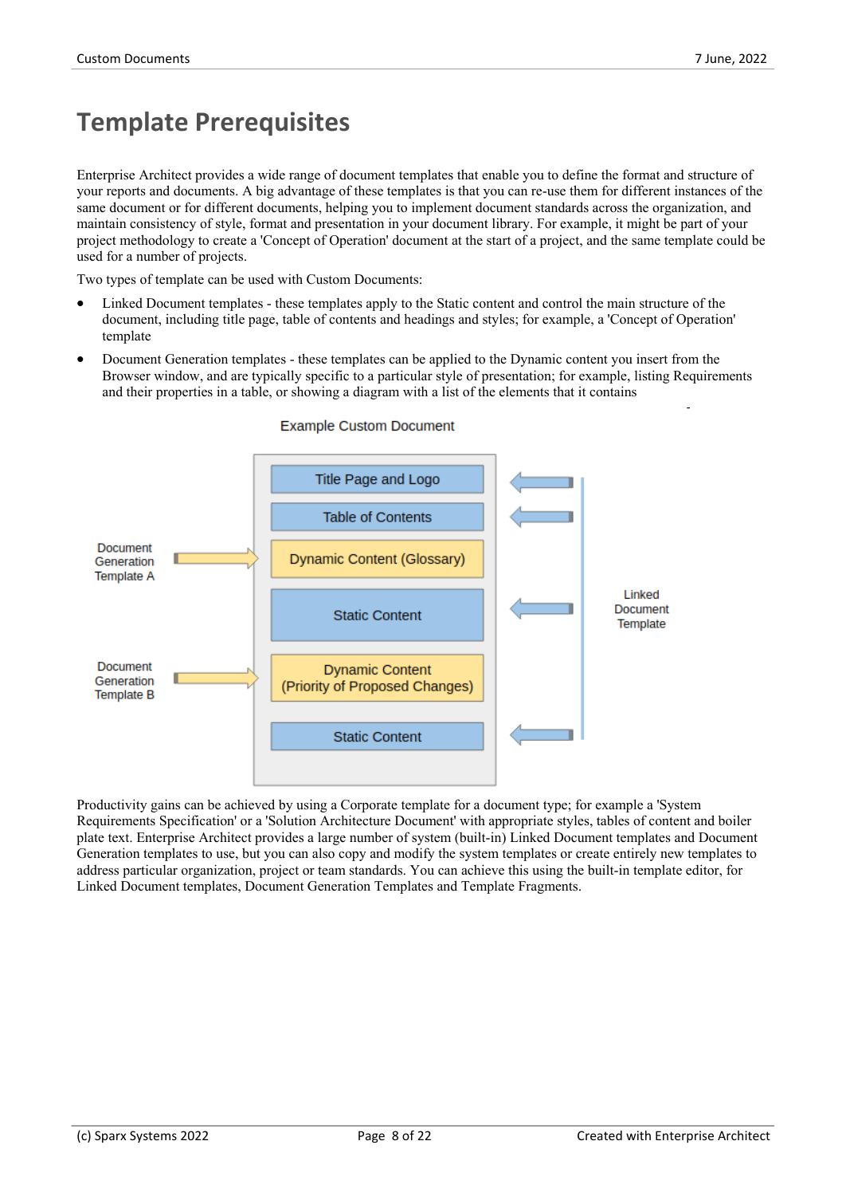# Template Prerequisites

Enterprise Architect provides a wide range of document templates that enable you to define the format and structure of your reports and documents. A big advantage of these templates is that you can re-use them for different instances of the same document or for different documents, helping you to implement document standards across the organization, and maintain consistency of style, format and presentation in your document library. For example, it might be part of your project methodology to create a 'Concept of Operation' document at the start of a project, and the same template could be used for a number of projects.

Two types of template can be used with Custom Documents:

- Linked Document templates - these templates apply to the Static content and control the main structure of the document, including title page, table of contents and headings and styles; for example, a 'Concept of Operation' template
- Document Generation templates - these templates can be applied to the Dynamic content you insert from the Browser window, and are typically specific to a particular style of presentation; for example, listing Requirements and their properties in a table, or showing a diagram with a list of the elements that it contains

Example Custom Document

Title Page and Logo

Table of Contents

Document Generation Template A

Dynamic Content (Glossary)

Static Content

Linked Document Template

Document Generation Template B

Dynamic Content (Priority of Proposed Changes)

Static Content

Productivity gains can be achieved by using a Corporate template for a document type; for example a 'System Requirements Specification' or a 'Solution Architecture Document' with appropriate styles, tables of content and boiler plate text. Enterprise Architect provides a large number of system (built-in) Linked Document templates and Document Generation templates to use, but you can also copy and modify the system templates or create entirely new templates to address particular organization, project or team standards. You can achieve this using the built-in template editor, for Linked Document templates, Document Generation Templates and Template Fragments.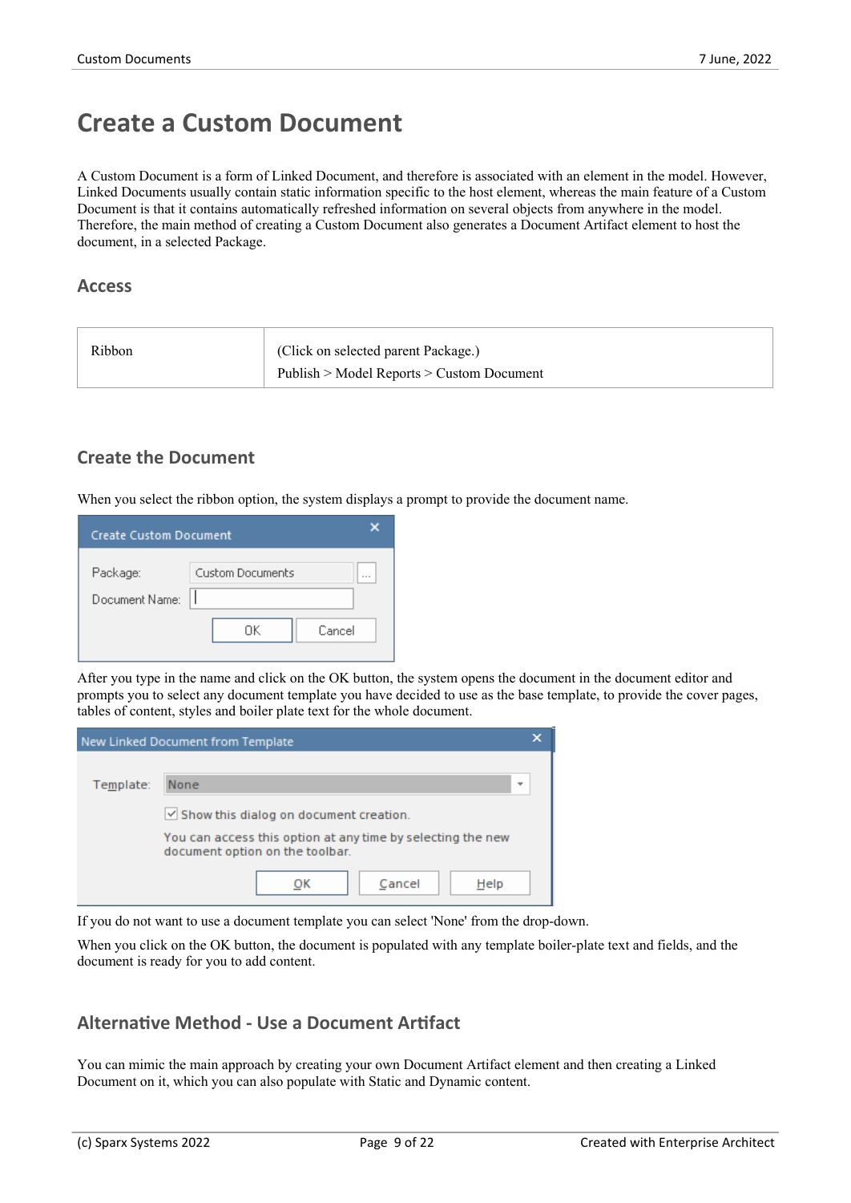# Create a Custom Document

A Custom Document is a form of Linked Document, and therefore is associated with an element in the model. However, Linked Documents usually contain static information specific to the host element, whereas the main feature of a Custom Document is that it contains automatically refreshed information on several objects from anywhere in the model. Therefore, the main method of creating a Custom Document also generates a Document Artifact element to host the document, in a selected Package.

## Access

| | |
|---|---|
| Ribbon | (Click on selected parent Package.)<br>Publish > Model Reports > Custom Document |

## Create the Document

When you select the ribbon option, the system displays a prompt to provide the document name.

Create Custom Document

Package: Custom Documents

Document Name:

OK Cancel

After you type in the name and click on the OK button, the system opens the document in the document editor and prompts you to select any document template you have decided to use as the base template, to provide the cover pages, tables of content, styles and boiler plate text for the whole document.

New Linked Document from Template

Template: None

Show this dialog on document creation.

You can access this option at any time by selecting the new document option on the toolbar.

OK Cancel Help

If you do not want to use a document template you can select 'None' from the drop-down.

When you click on the OK button, the document is populated with any template boiler-plate text and fields, and the document is ready for you to add content.

## Alternative Method - Use a Document Artifact

You can mimic the main approach by creating your own Document Artifact element and then creating a Linked Document on it, which you can also populate with Static and Dynamic content.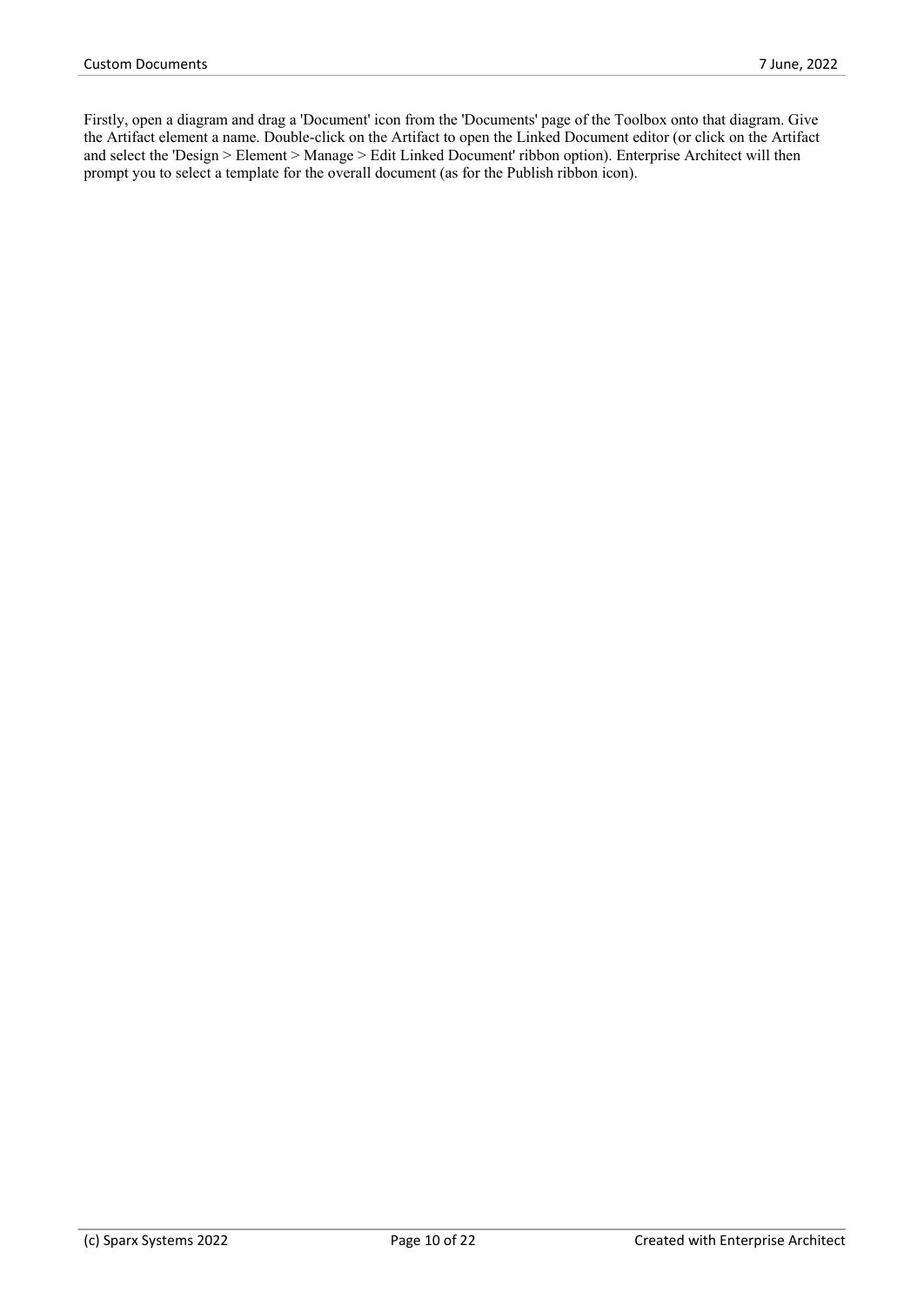Firstly, open a diagram and drag a 'Document' icon from the 'Documents' page of the Toolbox onto that diagram. Give the Artifact element a name. Double-click on the Artifact to open the Linked Document editor (or click on the Artifact and select the 'Design > Element > Manage > Edit Linked Document' ribbon option). Enterprise Architect will then prompt you to select a template for the overall document (as for the Publish ribbon icon).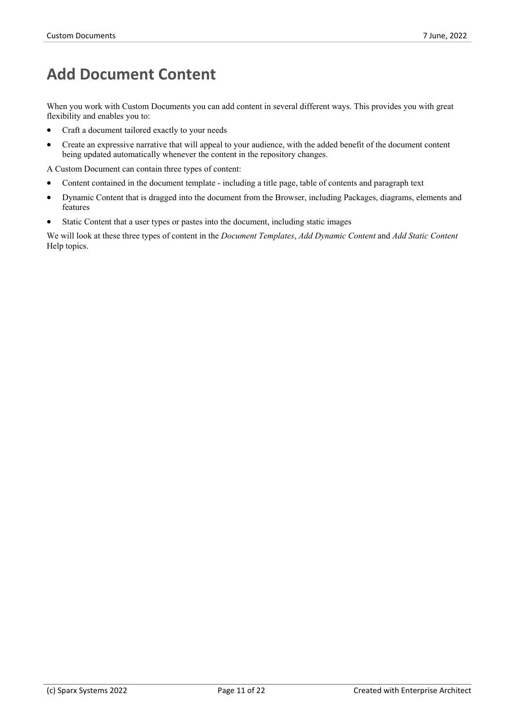# Add Document Content

When you work with Custom Documents you can add content in several different ways. This provides you with great flexibility and enables you to:

- Craft a document tailored exactly to your needs
- Create an expressive narrative that will appeal to your audience, with the added benefit of the document content being updated automatically whenever the content in the repository changes.

A Custom Document can contain three types of content:

- Content contained in the document template - including a title page, table of contents and paragraph text
- Dynamic Content that is dragged into the document from the Browser, including Packages, diagrams, elements and features
- Static Content that a user types or pastes into the document, including static images

We will look at these three types of content in the *Document Templates*, *Add Dynamic Content* and *Add Static Content* Help topics.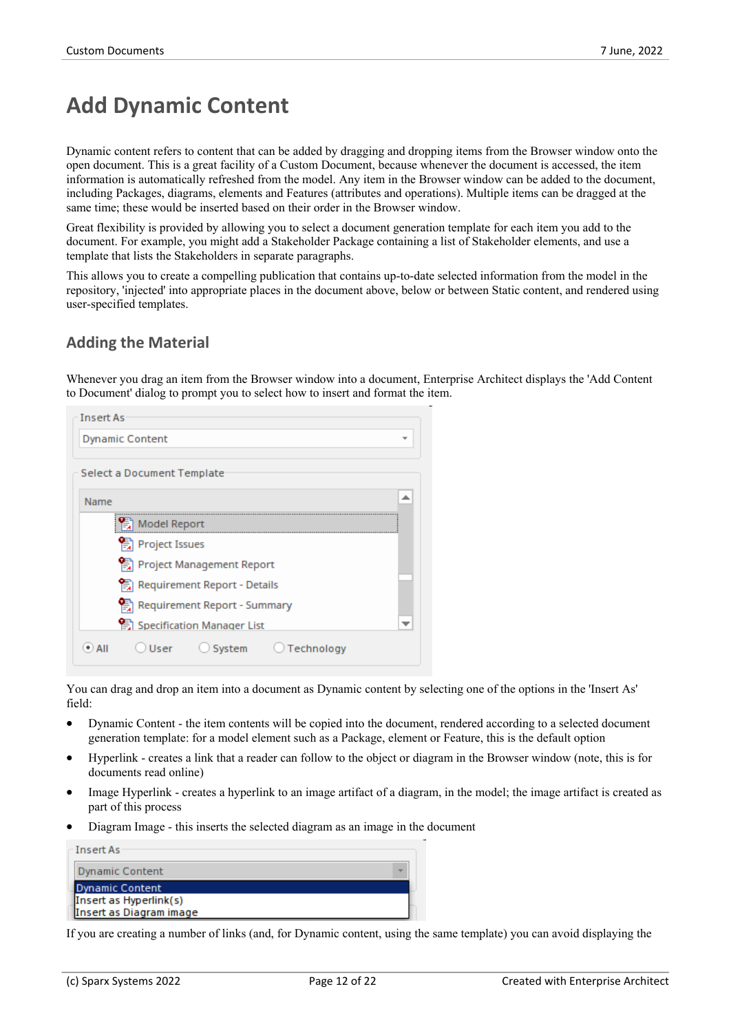# Add Dynamic Content

Dynamic content refers to content that can be added by dragging and dropping items from the Browser window onto the open document. This is a great facility of a Custom Document, because whenever the document is accessed, the item information is automatically refreshed from the model. Any item in the Browser window can be added to the document, including Packages, diagrams, elements and Features (attributes and operations). Multiple items can be dragged at the same time; these would be inserted based on their order in the Browser window.

Great flexibility is provided by allowing you to select a document generation template for each item you add to the document. For example, you might add a Stakeholder Package containing a list of Stakeholder elements, and use a template that lists the Stakeholders in separate paragraphs.

This allows you to create a compelling publication that contains up-to-date selected information from the model in the repository, 'injected' into appropriate places in the document above, below or between Static content, and rendered using user-specified templates.

## Adding the Material

Whenever you drag an item from the Browser window into a document, Enterprise Architect displays the 'Add Content to Document' dialog to prompt you to select how to insert and format the item.

Insert As

Dynamic Content

Select a Document Template

Name

Model Report

Project Issues

Project Management Report

Requirement Report - Details

Requirement Report - Summary

Specification Manager List

All User System Technology

You can drag and drop an item into a document as Dynamic content by selecting one of the options in the 'Insert As' field:

- Dynamic Content - the item contents will be copied into the document, rendered according to a selected document generation template: for a model element such as a Package, element or Feature, this is the default option
- Hyperlink - creates a link that a reader can follow to the object or diagram in the Browser window (note, this is for documents read online)
- Image Hyperlink - creates a hyperlink to an image artifact of a diagram, in the model; the image artifact is created as part of this process
- Diagram Image - this inserts the selected diagram as an image in the document

Insert As

Dynamic Content

Dynamic Content

Insert as Hyperlink(s)

Insert as Diagram image

If you are creating a number of links (and, for Dynamic content, using the same template) you can avoid displaying the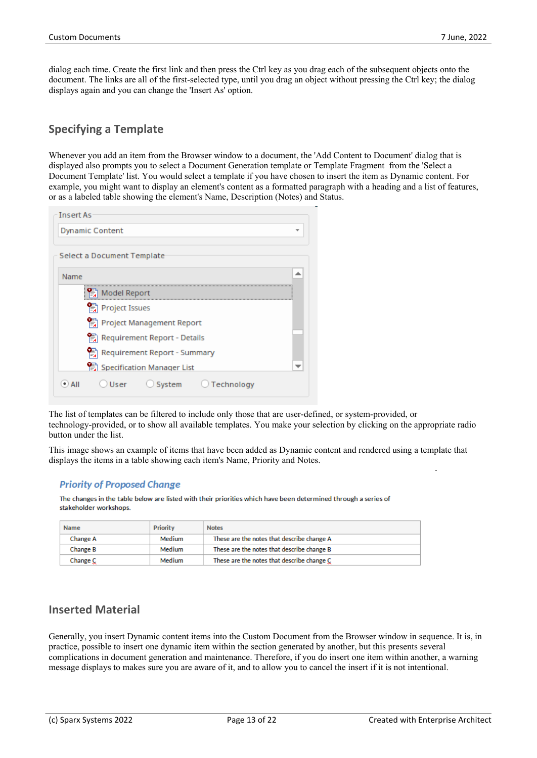dialog each time. Create the first link and then press the Ctrl key as you drag each of the subsequent objects onto the document. The links are all of the first-selected type, until you drag an object without pressing the Ctrl key; the dialog displays again and you can change the 'Insert As' option.

## Specifying a Template

Whenever you add an item from the Browser window to a document, the 'Add Content to Document' dialog that is displayed also prompts you to select a Document Generation template or Template Fragment from the 'Select a Document Template' list. You would select a template if you have chosen to insert the item as Dynamic content. For example, you might want to display an element's content as a formatted paragraph with a heading and a list of features, or as a labeled table showing the element's Name, Description (Notes) and Status.

Insert As

Dynamic Content

Select a Document Template

Name

- Model Report
- Project Issues
- Project Management Report
- Requirement Report - Details
- Requirement Report - Summary
- Specification Manager List

All / User / System / Technology

The list of templates can be filtered to include only those that are user-defined, or system-provided, or technology-provided, or to show all available templates. You make your selection by clicking on the appropriate radio button under the list.

This image shows an example of items that have been added as Dynamic content and rendered using a template that displays the items in a table showing each item's Name, Priority and Notes.

### *Priority of Proposed Change*

The changes in the table below are listed with their priorities which have been determined through a series of stakeholder workshops.

| Name | Priority | Notes |
|---|---|---|
| Change A | Medium | These are the notes that describe change A |
| Change B | Medium | These are the notes that describe change B |
| Change C | Medium | These are the notes that describe change C |

## Inserted Material

Generally, you insert Dynamic content items into the Custom Document from the Browser window in sequence. It is, in practice, possible to insert one dynamic item within the section generated by another, but this presents several complications in document generation and maintenance. Therefore, if you do insert one item within another, a warning message displays to makes sure you are aware of it, and to allow you to cancel the insert if it is not intentional.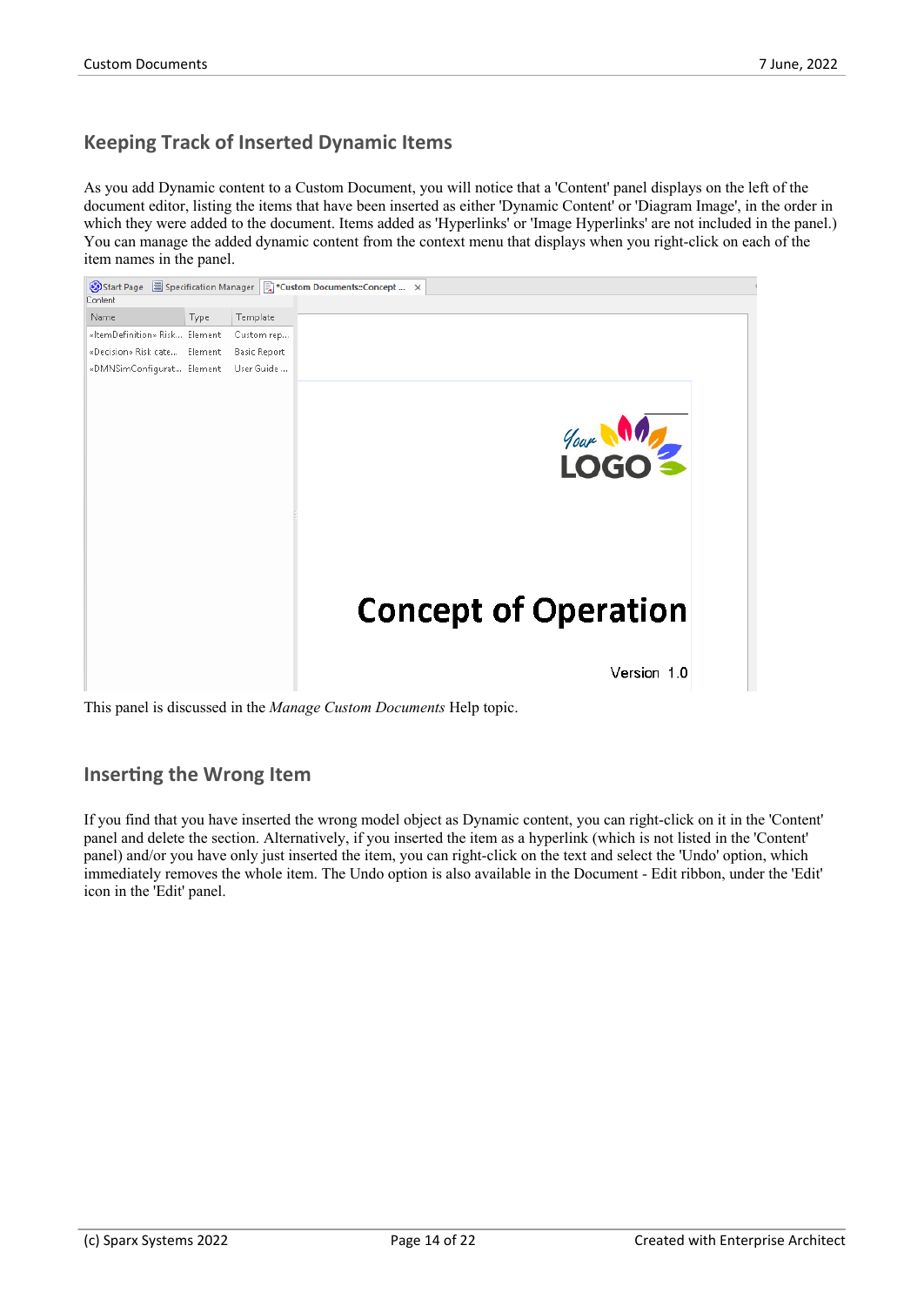## Keeping Track of Inserted Dynamic Items

As you add Dynamic content to a Custom Document, you will notice that a 'Content' panel displays on the left of the document editor, listing the items that have been inserted as either 'Dynamic Content' or 'Diagram Image', in the order in which they were added to the document. Items added as 'Hyperlinks' or 'Image Hyperlinks' are not included in the panel.) You can manage the added dynamic content from the context menu that displays when you right-click on each of the item names in the panel.

This panel is discussed in the *Manage Custom Documents* Help topic.

## Inserting the Wrong Item

If you find that you have inserted the wrong model object as Dynamic content, you can right-click on it in the 'Content' panel and delete the section. Alternatively, if you inserted the item as a hyperlink (which is not listed in the 'Content' panel) and/or you have only just inserted the item, you can right-click on the text and select the 'Undo' option, which immediately removes the whole item. The Undo option is also available in the Document - Edit ribbon, under the 'Edit' icon in the 'Edit' panel.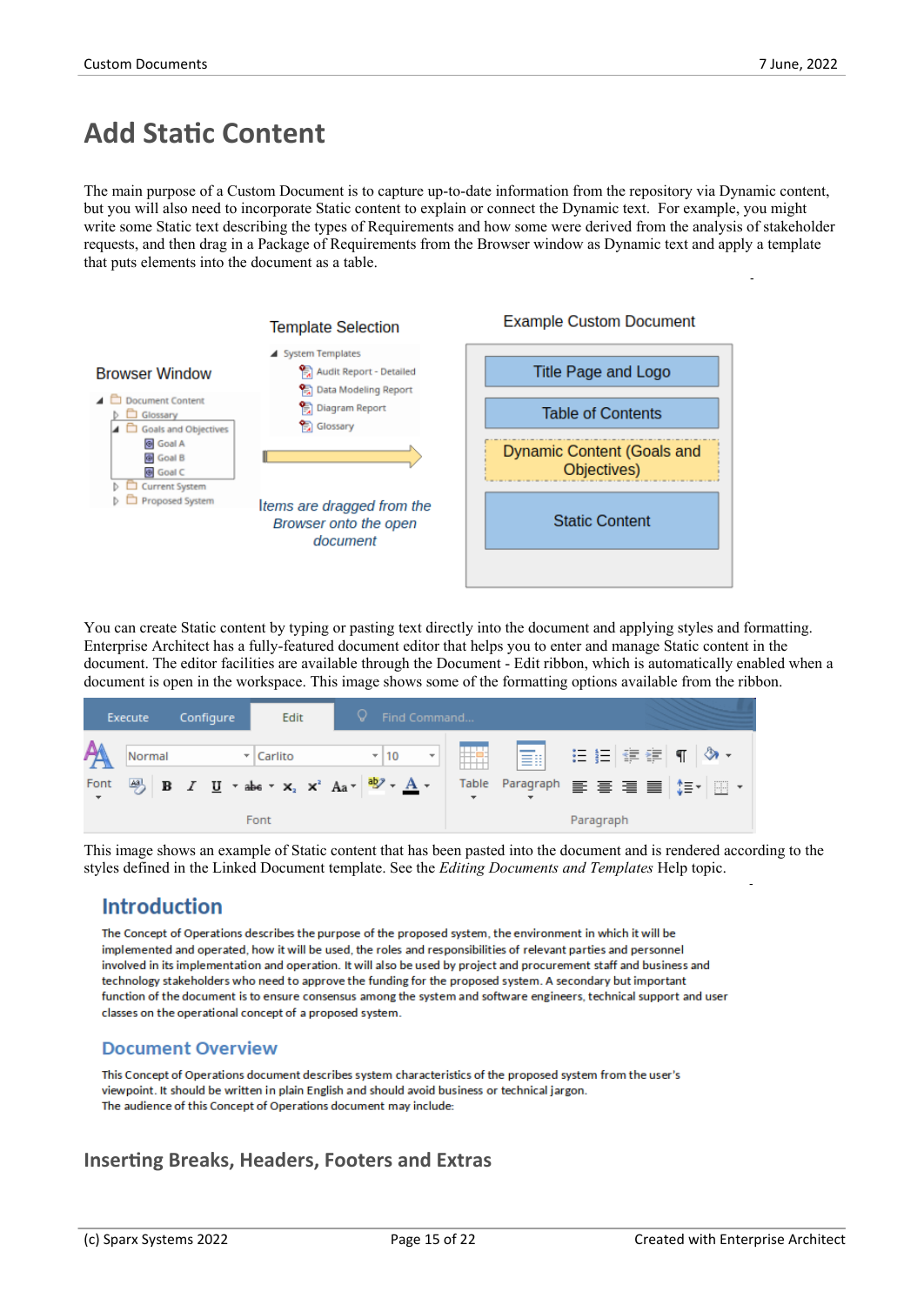# Add Static Content

The main purpose of a Custom Document is to capture up-to-date information from the repository via Dynamic content, but you will also need to incorporate Static content to explain or connect the Dynamic text. For example, you might write some Static text describing the types of Requirements and how some were derived from the analysis of stakeholder requests, and then drag in a Package of Requirements from the Browser window as Dynamic text and apply a template that puts elements into the document as a table.

You can create Static content by typing or pasting text directly into the document and applying styles and formatting. Enterprise Architect has a fully-featured document editor that helps you to enter and manage Static content in the document. The editor facilities are available through the Document - Edit ribbon, which is automatically enabled when a document is open in the workspace. This image shows some of the formatting options available from the ribbon.

This image shows an example of Static content that has been pasted into the document and is rendered according to the styles defined in the Linked Document template. See the *Editing Documents and Templates* Help topic.

## Inserting Breaks, Headers, Footers and Extras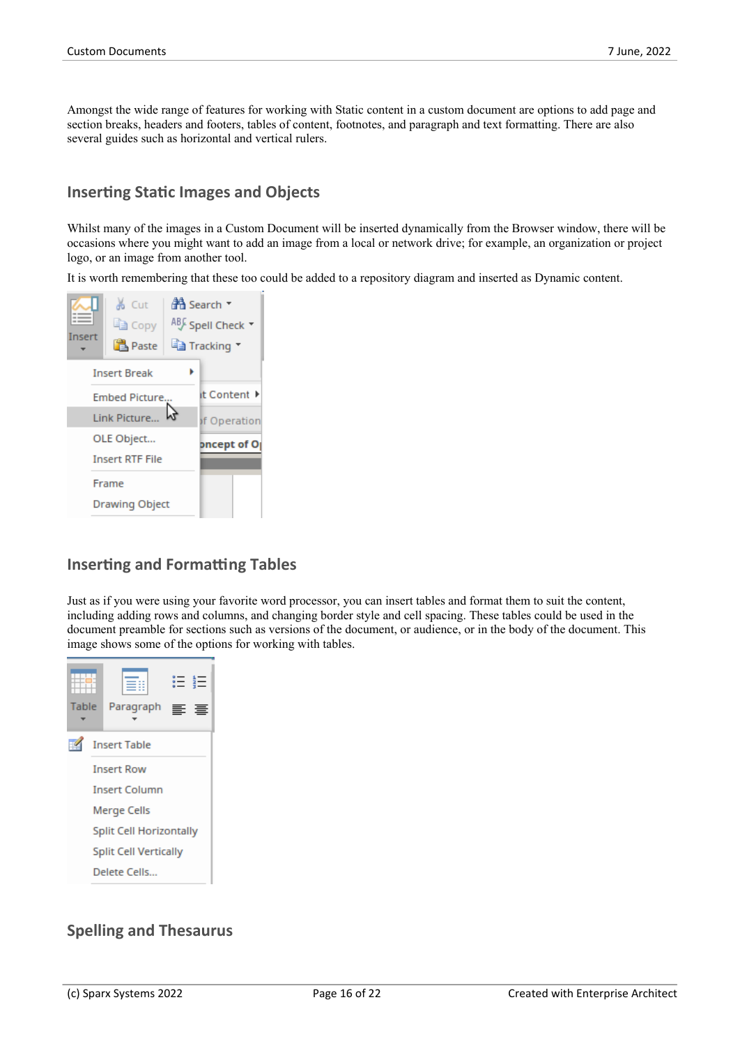Amongst the wide range of features for working with Static content in a custom document are options to add page and section breaks, headers and footers, tables of content, footnotes, and paragraph and text formatting. There are also several guides such as horizontal and vertical rulers.

## Inserting Static Images and Objects

Whilst many of the images in a Custom Document will be inserted dynamically from the Browser window, there will be occasions where you might want to add an image from a local or network drive; for example, an organization or project logo, or an image from another tool.

It is worth remembering that these too could be added to a repository diagram and inserted as Dynamic content.

## Inserting and Formatting Tables

Just as if you were using your favorite word processor, you can insert tables and format them to suit the content, including adding rows and columns, and changing border style and cell spacing. These tables could be used in the document preamble for sections such as versions of the document, or audience, or in the body of the document. This image shows some of the options for working with tables.

## Spelling and Thesaurus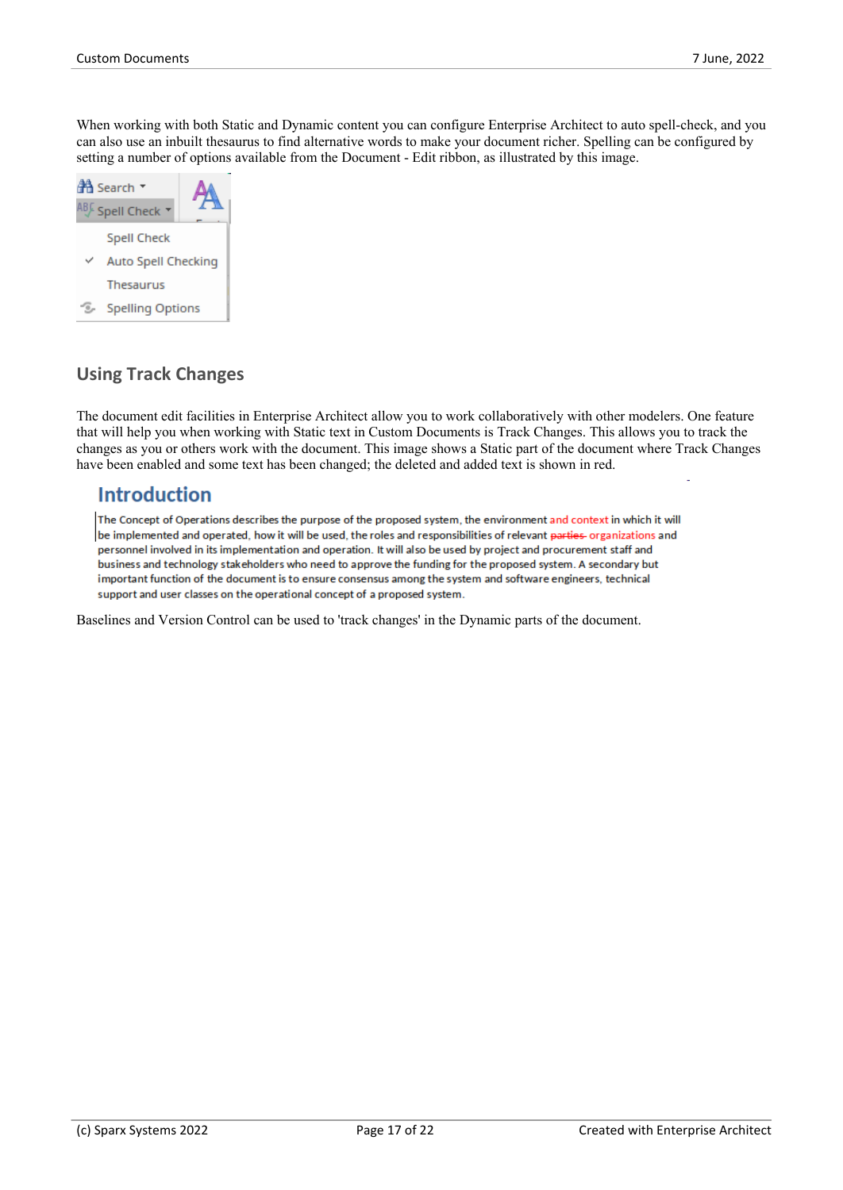When working with both Static and Dynamic content you can configure Enterprise Architect to auto spell-check, and you can also use an inbuilt thesaurus to find alternative words to make your document richer. Spelling can be configured by setting a number of options available from the Document - Edit ribbon, as illustrated by this image.

Search
Spell Check
Spell Check
Auto Spell Checking
Thesaurus
Spelling Options

## Using Track Changes

The document edit facilities in Enterprise Architect allow you to work collaboratively with other modelers. One feature that will help you when working with Static text in Custom Documents is Track Changes. This allows you to track the changes as you or others work with the document. This image shows a Static part of the document where Track Changes have been enabled and some text has been changed; the deleted and added text is shown in red.

Introduction

The Concept of Operations describes the purpose of the proposed system, the environment and context in which it will be implemented and operated, how it will be used, the roles and responsibilities of relevant ~~parties~~ organizations and personnel involved in its implementation and operation. It will also be used by project and procurement staff and business and technology stakeholders who need to approve the funding for the proposed system. A secondary but important function of the document is to ensure consensus among the system and software engineers, technical support and user classes on the operational concept of a proposed system.

Baselines and Version Control can be used to 'track changes' in the Dynamic parts of the document.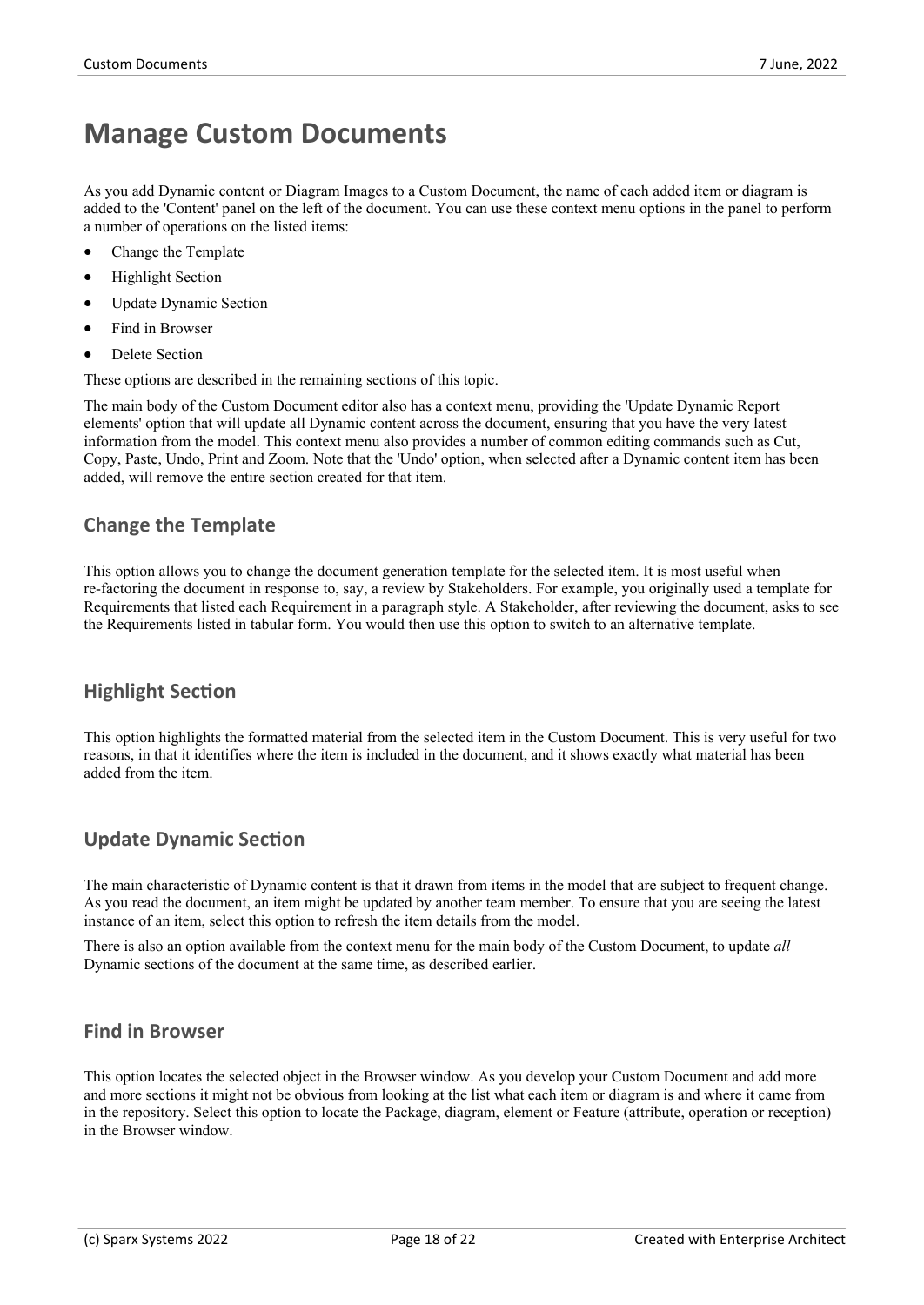# Manage Custom Documents

As you add Dynamic content or Diagram Images to a Custom Document, the name of each added item or diagram is added to the 'Content' panel on the left of the document. You can use these context menu options in the panel to perform a number of operations on the listed items:

- Change the Template
- Highlight Section
- Update Dynamic Section
- Find in Browser
- Delete Section

These options are described in the remaining sections of this topic.

The main body of the Custom Document editor also has a context menu, providing the 'Update Dynamic Report elements' option that will update all Dynamic content across the document, ensuring that you have the very latest information from the model. This context menu also provides a number of common editing commands such as Cut, Copy, Paste, Undo, Print and Zoom. Note that the 'Undo' option, when selected after a Dynamic content item has been added, will remove the entire section created for that item.

## Change the Template

This option allows you to change the document generation template for the selected item. It is most useful when re-factoring the document in response to, say, a review by Stakeholders. For example, you originally used a template for Requirements that listed each Requirement in a paragraph style. A Stakeholder, after reviewing the document, asks to see the Requirements listed in tabular form. You would then use this option to switch to an alternative template.

## Highlight Section

This option highlights the formatted material from the selected item in the Custom Document. This is very useful for two reasons, in that it identifies where the item is included in the document, and it shows exactly what material has been added from the item.

## Update Dynamic Section

The main characteristic of Dynamic content is that it drawn from items in the model that are subject to frequent change. As you read the document, an item might be updated by another team member. To ensure that you are seeing the latest instance of an item, select this option to refresh the item details from the model.

There is also an option available from the context menu for the main body of the Custom Document, to update *all* Dynamic sections of the document at the same time, as described earlier.

## Find in Browser

This option locates the selected object in the Browser window. As you develop your Custom Document and add more and more sections it might not be obvious from looking at the list what each item or diagram is and where it came from in the repository. Select this option to locate the Package, diagram, element or Feature (attribute, operation or reception) in the Browser window.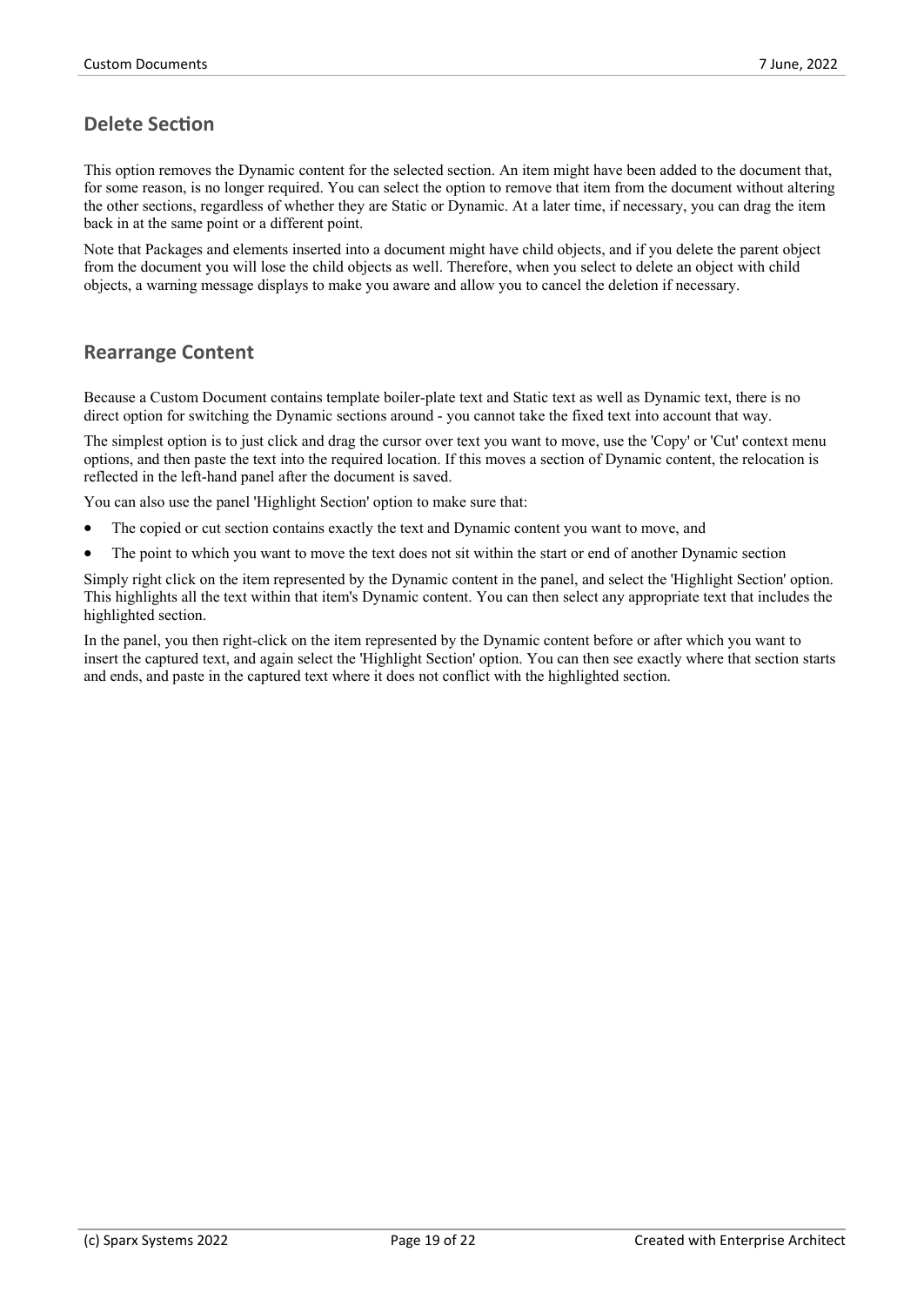## Delete Section

This option removes the Dynamic content for the selected section. An item might have been added to the document that, for some reason, is no longer required. You can select the option to remove that item from the document without altering the other sections, regardless of whether they are Static or Dynamic. At a later time, if necessary, you can drag the item back in at the same point or a different point.

Note that Packages and elements inserted into a document might have child objects, and if you delete the parent object from the document you will lose the child objects as well. Therefore, when you select to delete an object with child objects, a warning message displays to make you aware and allow you to cancel the deletion if necessary.

## Rearrange Content

Because a Custom Document contains template boiler-plate text and Static text as well as Dynamic text, there is no direct option for switching the Dynamic sections around - you cannot take the fixed text into account that way.

The simplest option is to just click and drag the cursor over text you want to move, use the 'Copy' or 'Cut' context menu options, and then paste the text into the required location. If this moves a section of Dynamic content, the relocation is reflected in the left-hand panel after the document is saved.

You can also use the panel 'Highlight Section' option to make sure that:

- The copied or cut section contains exactly the text and Dynamic content you want to move, and
- The point to which you want to move the text does not sit within the start or end of another Dynamic section

Simply right click on the item represented by the Dynamic content in the panel, and select the 'Highlight Section' option. This highlights all the text within that item's Dynamic content. You can then select any appropriate text that includes the highlighted section.

In the panel, you then right-click on the item represented by the Dynamic content before or after which you want to insert the captured text, and again select the 'Highlight Section' option. You can then see exactly where that section starts and ends, and paste in the captured text where it does not conflict with the highlighted section.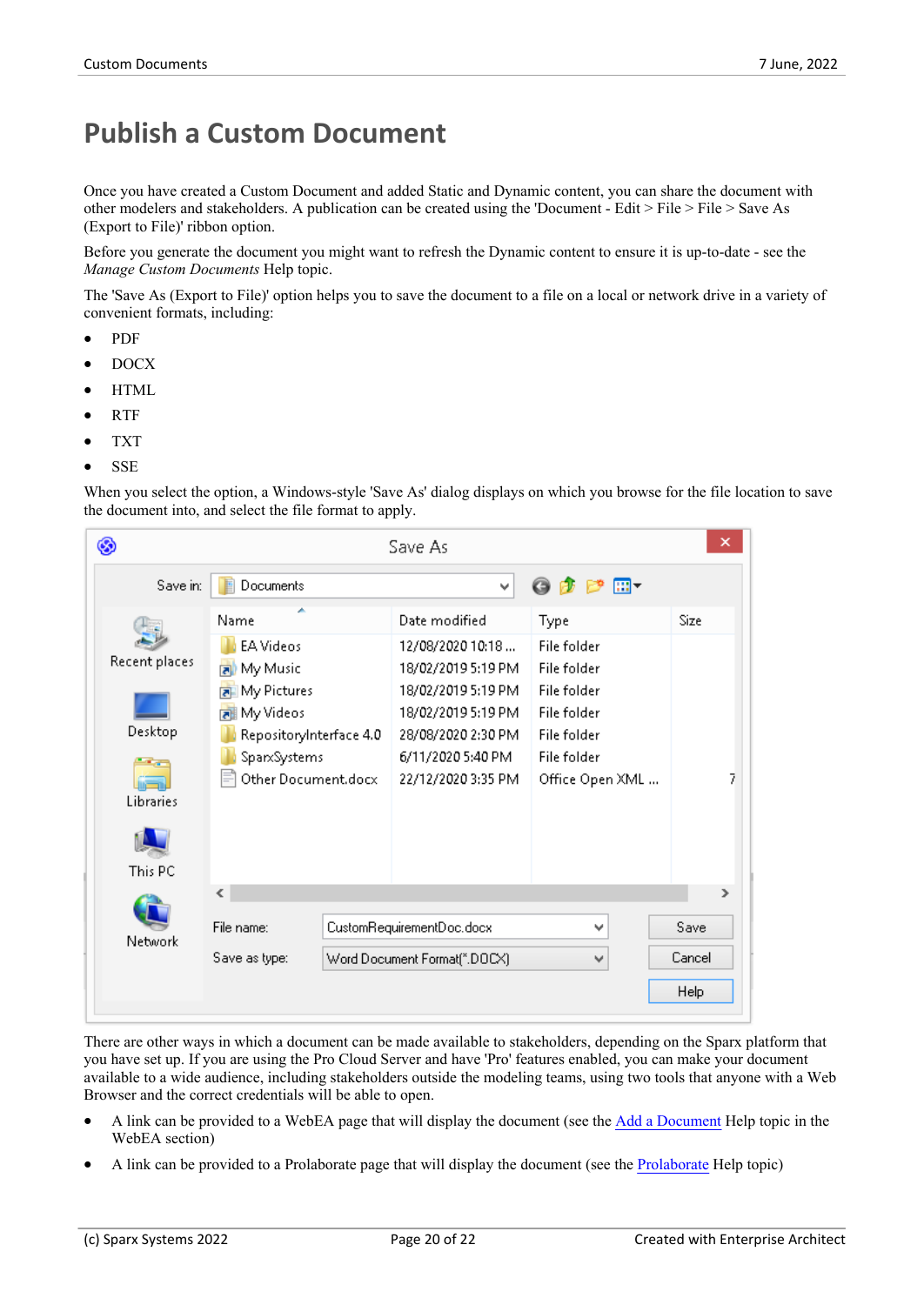# Publish a Custom Document

Once you have created a Custom Document and added Static and Dynamic content, you can share the document with other modelers and stakeholders. A publication can be created using the 'Document - Edit > File > File > Save As (Export to File)' ribbon option.

Before you generate the document you might want to refresh the Dynamic content to ensure it is up-to-date - see the *Manage Custom Documents* Help topic.

The 'Save As (Export to File)' option helps you to save the document to a file on a local or network drive in a variety of convenient formats, including:

- PDF
- DOCX
- HTML
- RTF
- TXT
- SSE

When you select the option, a Windows-style 'Save As' dialog displays on which you browse for the file location to save the document into, and select the file format to apply.

There are other ways in which a document can be made available to stakeholders, depending on the Sparx platform that you have set up. If you are using the Pro Cloud Server and have 'Pro' features enabled, you can make your document available to a wide audience, including stakeholders outside the modeling teams, using two tools that anyone with a Web Browser and the correct credentials will be able to open.

- A link can be provided to a WebEA page that will display the document (see the Add a Document Help topic in the WebEA section)
- A link can be provided to a Prolaborate page that will display the document (see the Prolaborate Help topic)